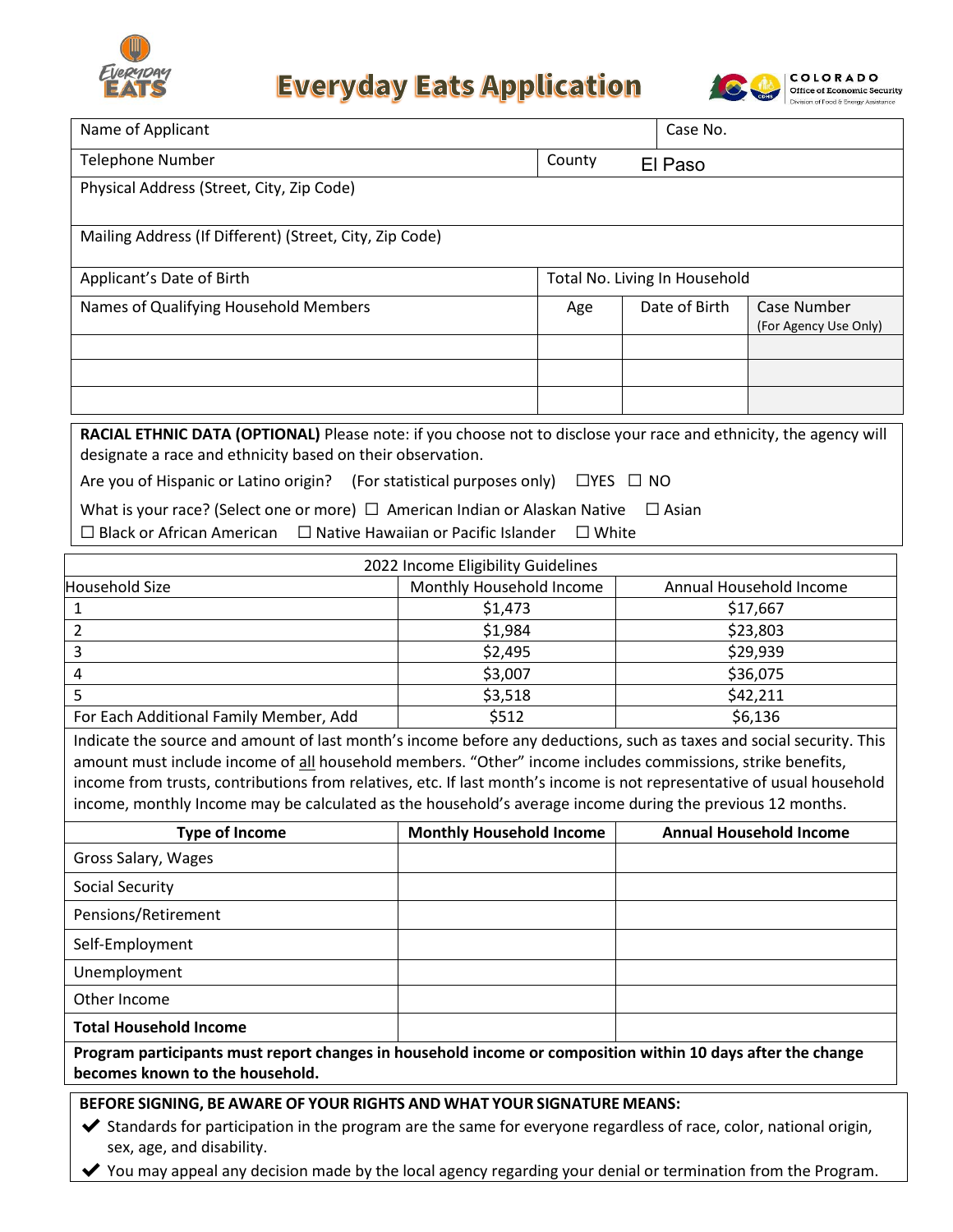# Everyday Eats Application

COLORADO Office of Economic Security, Division of Food & Energy Assistance

| Name of Applicant | | Case No. | |
|---|---|---|---|
| Telephone Number | County El Paso | | |
| Physical Address (Street, City, Zip Code) | | | |
| Mailing Address (If Different) (Street, City, Zip Code) | | | |
| Applicant's Date of Birth | Total No. Living In Household | | |
| Names of Qualifying Household Members | Age | Date of Birth | Case Number (For Agency Use Only) |
| | | | |
| | | | |
| | | | |

**RACIAL ETHNIC DATA (OPTIONAL)** Please note: if you choose not to disclose your race and ethnicity, the agency will designate a race and ethnicity based on their observation.

Are you of Hispanic or Latino origin? (For statistical purposes only) ☐YES ☐ NO

What is your race? (Select one or more) ☐ American Indian or Alaskan Native ☐ Asian ☐ Black or African American ☐ Native Hawaiian or Pacific Islander ☐ White

| 2022 Income Eligibility Guidelines | | |
|---|---|---|
| Household Size | Monthly Household Income | Annual Household Income |
| 1 | $1,473 | $17,667 |
| 2 | $1,984 | $23,803 |
| 3 | $2,495 | $29,939 |
| 4 | $3,007 | $36,075 |
| 5 | $3,518 | $42,211 |
| For Each Additional Family Member, Add | $512 | $6,136 |

Indicate the source and amount of last month's income before any deductions, such as taxes and social security. This amount must include income of all household members. "Other" income includes commissions, strike benefits, income from trusts, contributions from relatives, etc. If last month's income is not representative of usual household income, monthly Income may be calculated as the household's average income during the previous 12 months.

| Type of Income | Monthly Household Income | Annual Household Income |
|---|---|---|
| Gross Salary, Wages | | |
| Social Security | | |
| Pensions/Retirement | | |
| Self-Employment | | |
| Unemployment | | |
| Other Income | | |
| **Total Household Income** | | |

**Program participants must report changes in household income or composition within 10 days after the change becomes known to the household.**

**BEFORE SIGNING, BE AWARE OF YOUR RIGHTS AND WHAT YOUR SIGNATURE MEANS:**

- ✔ Standards for participation in the program are the same for everyone regardless of race, color, national origin, sex, age, and disability.
- ✔ You may appeal any decision made by the local agency regarding your denial or termination from the Program.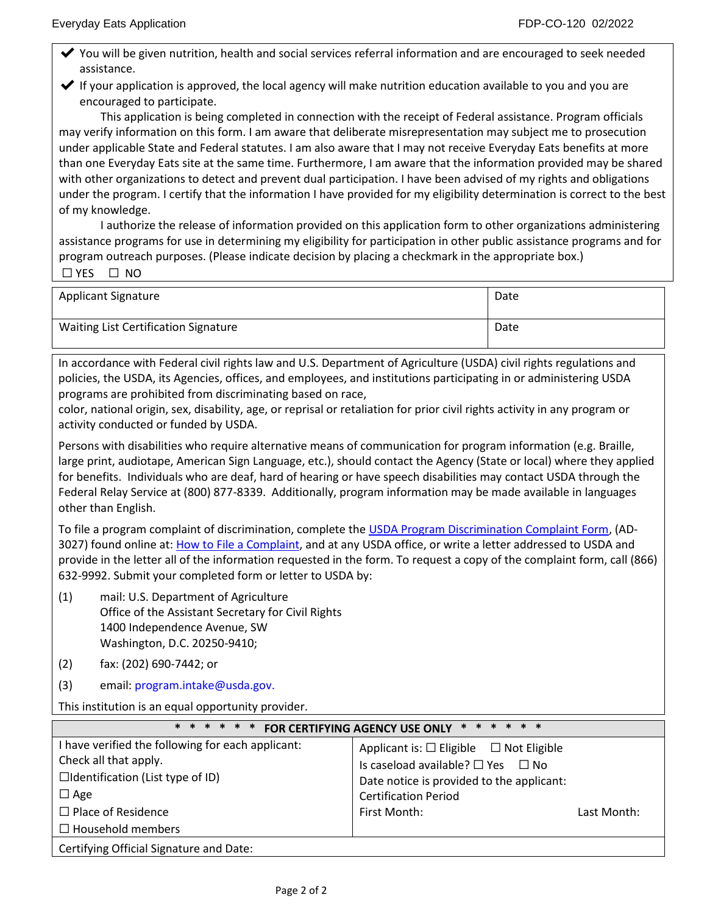- ✔ You will be given nutrition, health and social services referral information and are encouraged to seek needed assistance.
- ✔ If your application is approved, the local agency will make nutrition education available to you and you are encouraged to participate.

This application is being completed in connection with the receipt of Federal assistance. Program officials may verify information on this form. I am aware that deliberate misrepresentation may subject me to prosecution under applicable State and Federal statutes. I am also aware that I may not receive Everyday Eats benefits at more than one Everyday Eats site at the same time. Furthermore, I am aware that the information provided may be shared with other organizations to detect and prevent dual participation. I have been advised of my rights and obligations under the program. I certify that the information I have provided for my eligibility determination is correct to the best of my knowledge.

I authorize the release of information provided on this application form to other organizations administering assistance programs for use in determining my eligibility for participation in other public assistance programs and for program outreach purposes. (Please indicate decision by placing a checkmark in the appropriate box.)

☐ YES ☐ NO

| | |
|---|---|
| Applicant Signature | Date |
| Waiting List Certification Signature | Date |

In accordance with Federal civil rights law and U.S. Department of Agriculture (USDA) civil rights regulations and policies, the USDA, its Agencies, offices, and employees, and institutions participating in or administering USDA programs are prohibited from discriminating based on race, color, national origin, sex, disability, age, or reprisal or retaliation for prior civil rights activity in any program or activity conducted or funded by USDA.

Persons with disabilities who require alternative means of communication for program information (e.g. Braille, large print, audiotape, American Sign Language, etc.), should contact the Agency (State or local) where they applied for benefits. Individuals who are deaf, hard of hearing or have speech disabilities may contact USDA through the Federal Relay Service at (800) 877-8339. Additionally, program information may be made available in languages other than English.

To file a program complaint of discrimination, complete the USDA Program Discrimination Complaint Form, (AD-3027) found online at: How to File a Complaint, and at any USDA office, or write a letter addressed to USDA and provide in the letter all of the information requested in the form. To request a copy of the complaint form, call (866) 632-9992. Submit your completed form or letter to USDA by:

(1) mail: U.S. Department of Agriculture
Office of the Assistant Secretary for Civil Rights
1400 Independence Avenue, SW
Washington, D.C. 20250-9410;

(2) fax: (202) 690-7442; or

(3) email: program.intake@usda.gov.

This institution is an equal opportunity provider.

| * * * * * * FOR CERTIFYING AGENCY USE ONLY * * * * * * | |
|---|---|
| I have verified the following for each applicant:<br>Check all that apply.<br>☐Identification (List type of ID)<br>☐ Age<br>☐ Place of Residence<br>☐ Household members | Applicant is: ☐ Eligible ☐ Not Eligible<br>Is caseload available? ☐ Yes ☐ No<br>Date notice is provided to the applicant:<br>Certification Period<br>First Month: Last Month: |
| Certifying Official Signature and Date: | |